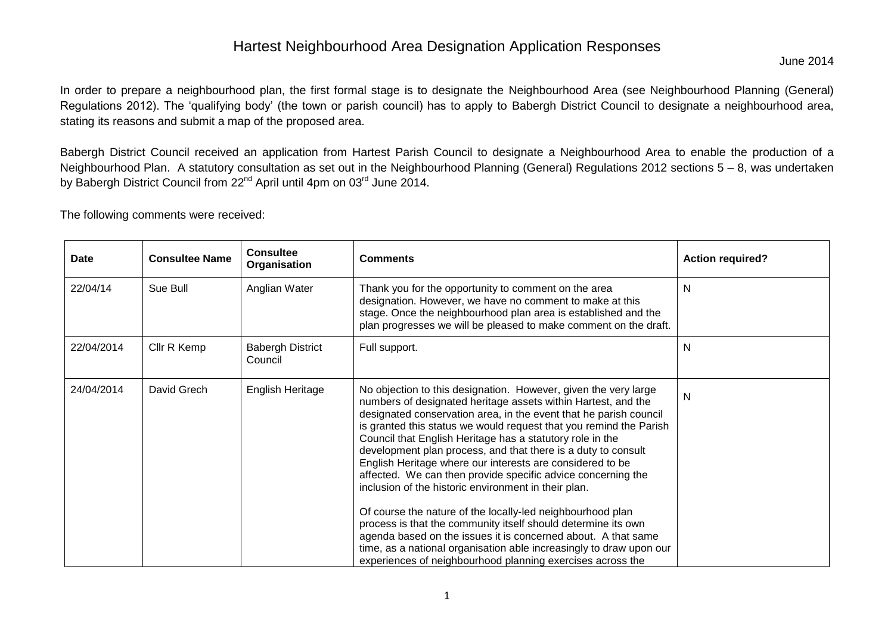# Hartest Neighbourhood Area Designation Application Responses

June 2014

In order to prepare a neighbourhood plan, the first formal stage is to designate the Neighbourhood Area (see Neighbourhood Planning (General) Regulations 2012). The 'qualifying body' (the town or parish council) has to apply to Babergh District Council to designate a neighbourhood area, stating its reasons and submit a map of the proposed area.

Babergh District Council received an application from Hartest Parish Council to designate a Neighbourhood Area to enable the production of a Neighbourhood Plan. A statutory consultation as set out in the Neighbourhood Planning (General) Regulations 2012 sections 5 – 8, was undertaken by Babergh District Council from 22nd April until 4pm on 03rd June 2014.

The following comments were received:

| Date | Consultee Name | Consultee Organisation | Comments | Action required? |
|---|---|---|---|---|
| 22/04/14 | Sue Bull | Anglian Water | Thank you for the opportunity to comment on the area designation. However, we have no comment to make at this stage. Once the neighbourhood plan area is established and the plan progresses we will be pleased to make comment on the draft. | N |
| 22/04/2014 | Cllr R Kemp | Babergh District Council | Full support. | N |
| 24/04/2014 | David Grech | English Heritage | No objection to this designation. However, given the very large numbers of designated heritage assets within Hartest, and the designated conservation area, in the event that he parish council is granted this status we would request that you remind the Parish Council that English Heritage has a statutory role in the development plan process, and that there is a duty to consult English Heritage where our interests are considered to be affected. We can then provide specific advice concerning the inclusion of the historic environment in their plan.<br><br>Of course the nature of the locally-led neighbourhood plan process is that the community itself should determine its own agenda based on the issues it is concerned about. A that same time, as a national organisation able increasingly to draw upon our experiences of neighbourhood planning exercises across the | N |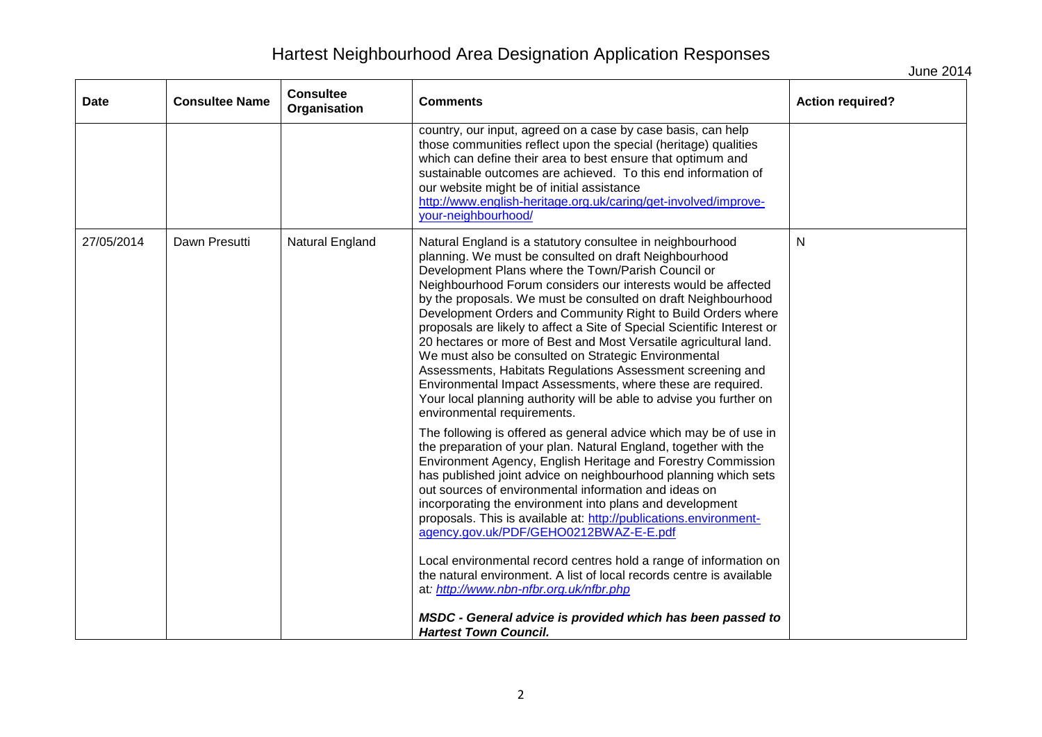# Hartest Neighbourhood Area Designation Application Responses

June 2014

| Date | Consultee Name | Consultee Organisation | Comments | Action required? |
|---|---|---|---|---|
| | | | country, our input, agreed on a case by case basis, can help those communities reflect upon the special (heritage) qualities which can define their area to best ensure that optimum and sustainable outcomes are achieved. To this end information of our website might be of initial assistance http://www.english-heritage.org.uk/caring/get-involved/improve-your-neighbourhood/ | |
| 27/05/2014 | Dawn Presutti | Natural England | Natural England is a statutory consultee in neighbourhood planning. We must be consulted on draft Neighbourhood Development Plans where the Town/Parish Council or Neighbourhood Forum considers our interests would be affected by the proposals. We must be consulted on draft Neighbourhood Development Orders and Community Right to Build Orders where proposals are likely to affect a Site of Special Scientific Interest or 20 hectares or more of Best and Most Versatile agricultural land. We must also be consulted on Strategic Environmental Assessments, Habitats Regulations Assessment screening and Environmental Impact Assessments, where these are required. Your local planning authority will be able to advise you further on environmental requirements.<br><br>The following is offered as general advice which may be of use in the preparation of your plan. Natural England, together with the Environment Agency, English Heritage and Forestry Commission has published joint advice on neighbourhood planning which sets out sources of environmental information and ideas on incorporating the environment into plans and development proposals. This is available at: http://publications.environment-agency.gov.uk/PDF/GEHO0212BWAZ-E-E.pdf<br><br>Local environmental record centres hold a range of information on the natural environment. A list of local records centre is available at: *http://www.nbn-nfbr.org.uk/nfbr.php*<br><br>***MSDC - General advice is provided which has been passed to Hartest Town Council.*** | N |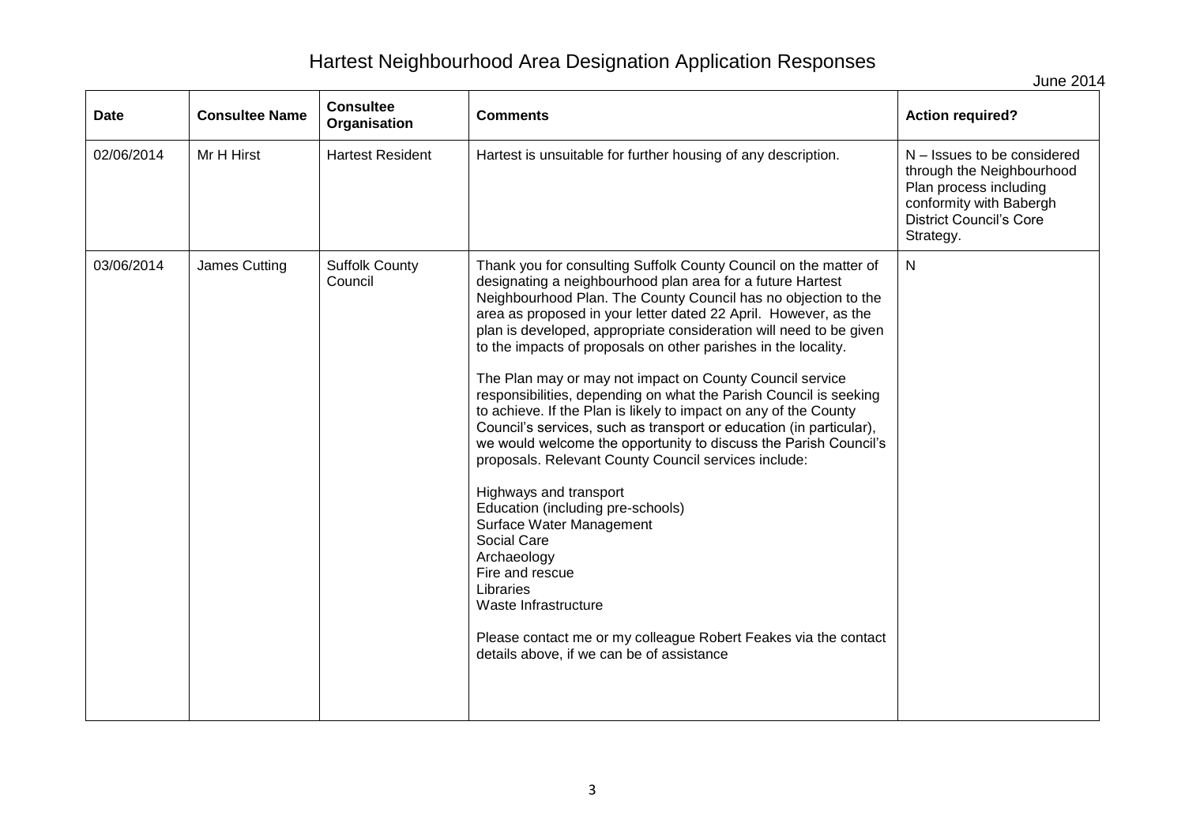# Hartest Neighbourhood Area Designation Application Responses

June 2014

| Date | Consultee Name | Consultee Organisation | Comments | Action required? |
|---|---|---|---|---|
| 02/06/2014 | Mr H Hirst | Hartest Resident | Hartest is unsuitable for further housing of any description. | N – Issues to be considered through the Neighbourhood Plan process including conformity with Babergh District Council's Core Strategy. |
| 03/06/2014 | James Cutting | Suffolk County Council | Thank you for consulting Suffolk County Council on the matter of designating a neighbourhood plan area for a future Hartest Neighbourhood Plan. The County Council has no objection to the area as proposed in your letter dated 22 April. However, as the plan is developed, appropriate consideration will need to be given to the impacts of proposals on other parishes in the locality.<br><br>The Plan may or may not impact on County Council service responsibilities, depending on what the Parish Council is seeking to achieve. If the Plan is likely to impact on any of the County Council's services, such as transport or education (in particular), we would welcome the opportunity to discuss the Parish Council's proposals. Relevant County Council services include:<br><br>Highways and transport<br>Education (including pre-schools)<br>Surface Water Management<br>Social Care<br>Archaeology<br>Fire and rescue<br>Libraries<br>Waste Infrastructure<br><br>Please contact me or my colleague Robert Feakes via the contact details above, if we can be of assistance | N |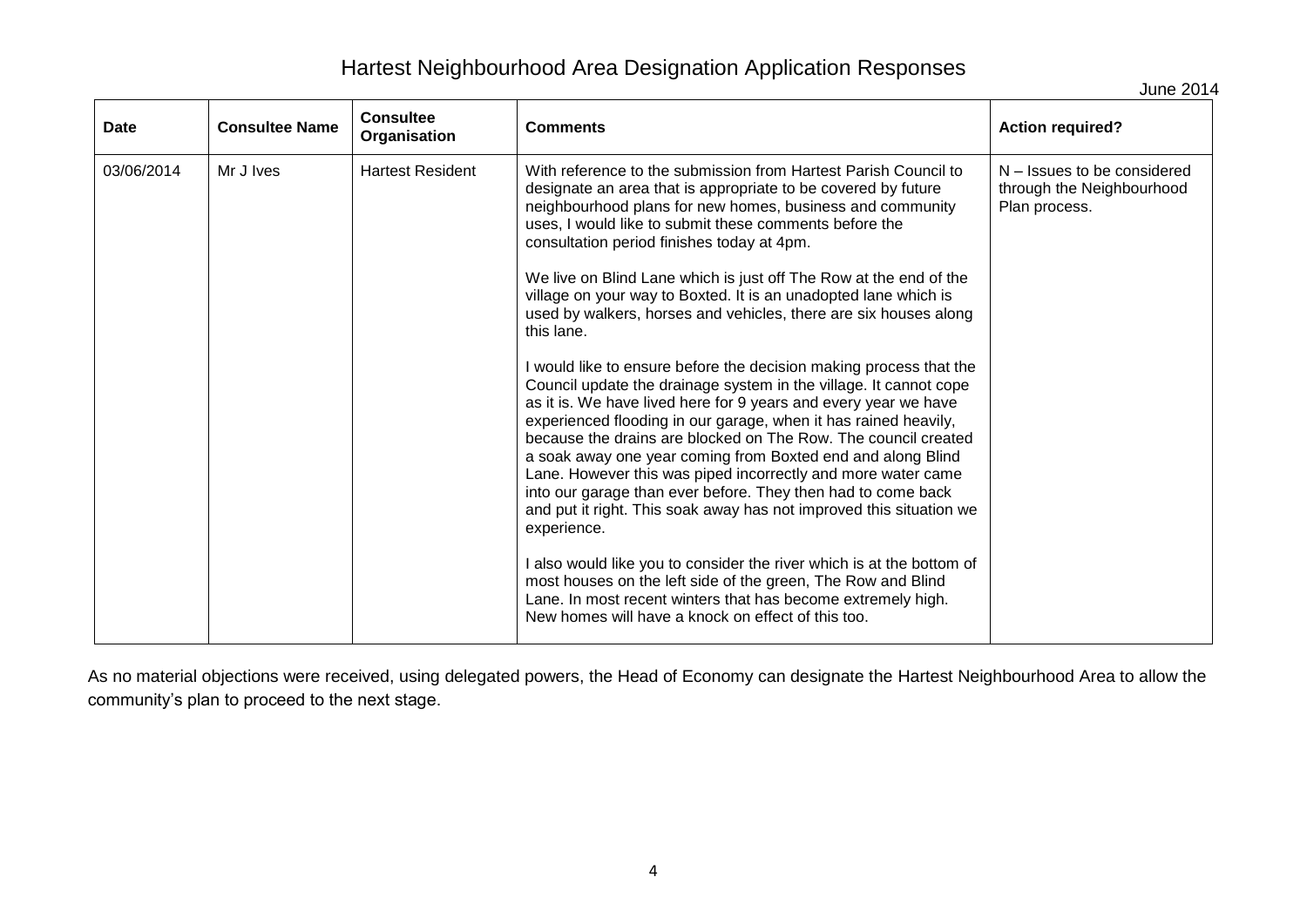# Hartest Neighbourhood Area Designation Application Responses

June 2014

| Date | Consultee Name | Consultee Organisation | Comments | Action required? |
|---|---|---|---|---|
| 03/06/2014 | Mr J Ives | Hartest Resident | With reference to the submission from Hartest Parish Council to designate an area that is appropriate to be covered by future neighbourhood plans for new homes, business and community uses, I would like to submit these comments before the consultation period finishes today at 4pm.<br><br>We live on Blind Lane which is just off The Row at the end of the village on your way to Boxted. It is an unadopted lane which is used by walkers, horses and vehicles, there are six houses along this lane.<br><br>I would like to ensure before the decision making process that the Council update the drainage system in the village. It cannot cope as it is. We have lived here for 9 years and every year we have experienced flooding in our garage, when it has rained heavily, because the drains are blocked on The Row. The council created a soak away one year coming from Boxted end and along Blind Lane. However this was piped incorrectly and more water came into our garage than ever before. They then had to come back and put it right. This soak away has not improved this situation we experience.<br><br>I also would like you to consider the river which is at the bottom of most houses on the left side of the green, The Row and Blind Lane. In most recent winters that has become extremely high. New homes will have a knock on effect of this too. | N – Issues to be considered through the Neighbourhood Plan process. |

As no material objections were received, using delegated powers, the Head of Economy can designate the Hartest Neighbourhood Area to allow the community's plan to proceed to the next stage.